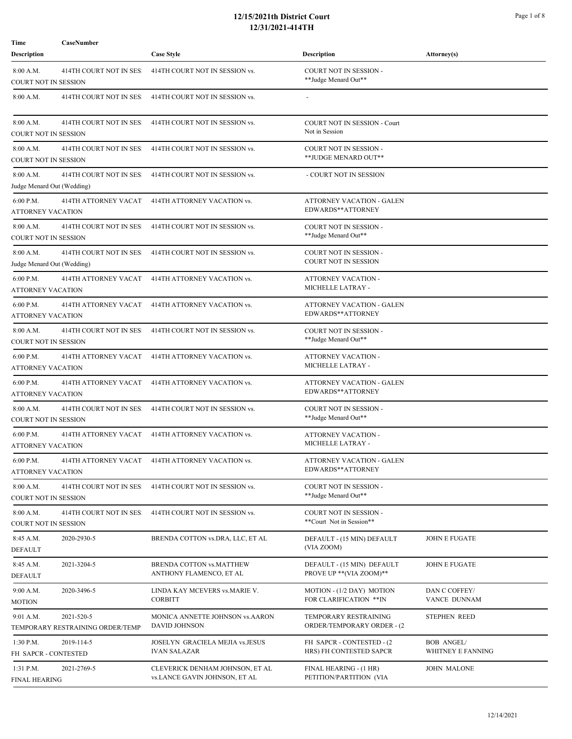# 12/15/2021th District Court
# 12/31/2021-414TH

| Time / Description | CaseNumber | Case Style | Description | Attorney(s) |
|---|---|---|---|---|
| 8:00 A.M. COURT NOT IN SESSION | 414TH COURT NOT IN SES | 414TH COURT NOT IN SESSION vs. | COURT NOT IN SESSION - **Judge Menard Out** | |
| 8:00 A.M. | 414TH COURT NOT IN SES | 414TH COURT NOT IN SESSION vs. | - | |
| 8:00 A.M. COURT NOT IN SESSION | 414TH COURT NOT IN SES | 414TH COURT NOT IN SESSION vs. | COURT NOT IN SESSION - Court Not in Session | |
| 8:00 A.M. COURT NOT IN SESSION | 414TH COURT NOT IN SES | 414TH COURT NOT IN SESSION vs. | COURT NOT IN SESSION - **JUDGE MENARD OUT** | |
| 8:00 A.M. Judge Menard Out (Wedding) | 414TH COURT NOT IN SES | 414TH COURT NOT IN SESSION vs. | - COURT NOT IN SESSION | |
| 6:00 P.M. ATTORNEY VACATION | 414TH ATTORNEY VACAT | 414TH ATTORNEY VACATION vs. | ATTORNEY VACATION - GALEN EDWARDS**ATTORNEY | |
| 8:00 A.M. COURT NOT IN SESSION | 414TH COURT NOT IN SES | 414TH COURT NOT IN SESSION vs. | COURT NOT IN SESSION - **Judge Menard Out** | |
| 8:00 A.M. Judge Menard Out (Wedding) | 414TH COURT NOT IN SES | 414TH COURT NOT IN SESSION vs. | COURT NOT IN SESSION - COURT NOT IN SESSION | |
| 6:00 P.M. ATTORNEY VACATION | 414TH ATTORNEY VACAT | 414TH ATTORNEY VACATION vs. | ATTORNEY VACATION - MICHELLE LATRAY - | |
| 6:00 P.M. ATTORNEY VACATION | 414TH ATTORNEY VACAT | 414TH ATTORNEY VACATION vs. | ATTORNEY VACATION - GALEN EDWARDS**ATTORNEY | |
| 8:00 A.M. COURT NOT IN SESSION | 414TH COURT NOT IN SES | 414TH COURT NOT IN SESSION vs. | COURT NOT IN SESSION - **Judge Menard Out** | |
| 6:00 P.M. ATTORNEY VACATION | 414TH ATTORNEY VACAT | 414TH ATTORNEY VACATION vs. | ATTORNEY VACATION - MICHELLE LATRAY - | |
| 6:00 P.M. ATTORNEY VACATION | 414TH ATTORNEY VACAT | 414TH ATTORNEY VACATION vs. | ATTORNEY VACATION - GALEN EDWARDS**ATTORNEY | |
| 8:00 A.M. COURT NOT IN SESSION | 414TH COURT NOT IN SES | 414TH COURT NOT IN SESSION vs. | COURT NOT IN SESSION - **Judge Menard Out** | |
| 6:00 P.M. ATTORNEY VACATION | 414TH ATTORNEY VACAT | 414TH ATTORNEY VACATION vs. | ATTORNEY VACATION - MICHELLE LATRAY - | |
| 6:00 P.M. ATTORNEY VACATION | 414TH ATTORNEY VACAT | 414TH ATTORNEY VACATION vs. | ATTORNEY VACATION - GALEN EDWARDS**ATTORNEY | |
| 8:00 A.M. COURT NOT IN SESSION | 414TH COURT NOT IN SES | 414TH COURT NOT IN SESSION vs. | COURT NOT IN SESSION - **Judge Menard Out** | |
| 8:00 A.M. COURT NOT IN SESSION | 414TH COURT NOT IN SES | 414TH COURT NOT IN SESSION vs. | COURT NOT IN SESSION - **Court Not in Session** | |
| 8:45 A.M. DEFAULT | 2020-2930-5 | BRENDA COTTON vs.DRA, LLC, ET AL | DEFAULT - (15 MIN) DEFAULT (VIA ZOOM) | JOHN E FUGATE |
| 8:45 A.M. DEFAULT | 2021-3204-5 | BRENDA COTTON vs.MATTHEW ANTHONY FLAMENCO, ET AL | DEFAULT - (15 MIN) DEFAULT PROVE UP **(VIA ZOOM)** | JOHN E FUGATE |
| 9:00 A.M. MOTION | 2020-3496-5 | LINDA KAY MCEVERS vs.MARIE V. CORBITT | MOTION - (1/2 DAY) MOTION FOR CLARIFICATION **IN | DAN C COFFEY/ VANCE DUNNAM |
| 9:01 A.M. TEMPORARY RESTRAINING ORDER/TEMP | 2021-520-5 | MONICA ANNETTE JOHNSON vs.AARON DAVID JOHNSON | TEMPORARY RESTRAINING ORDER/TEMPORARY ORDER - (2 | STEPHEN REED |
| 1:30 P.M. FH SAPCR - CONTESTED | 2019-114-5 | JOSELYN GRACIELA MEJIA vs.JESUS IVAN SALAZAR | FH SAPCR - CONTESTED - (2 HRS) FH CONTESTED SAPCR | BOB ANGEL/ WHITNEY E FANNING |
| 1:31 P.M. FINAL HEARING | 2021-2769-5 | CLEVERICK DENHAM JOHNSON, ET AL vs.LANCE GAVIN JOHNSON, ET AL | FINAL HEARING - (1 HR) PETITION/PARTITION (VIA | JOHN MALONE |

12/14/2021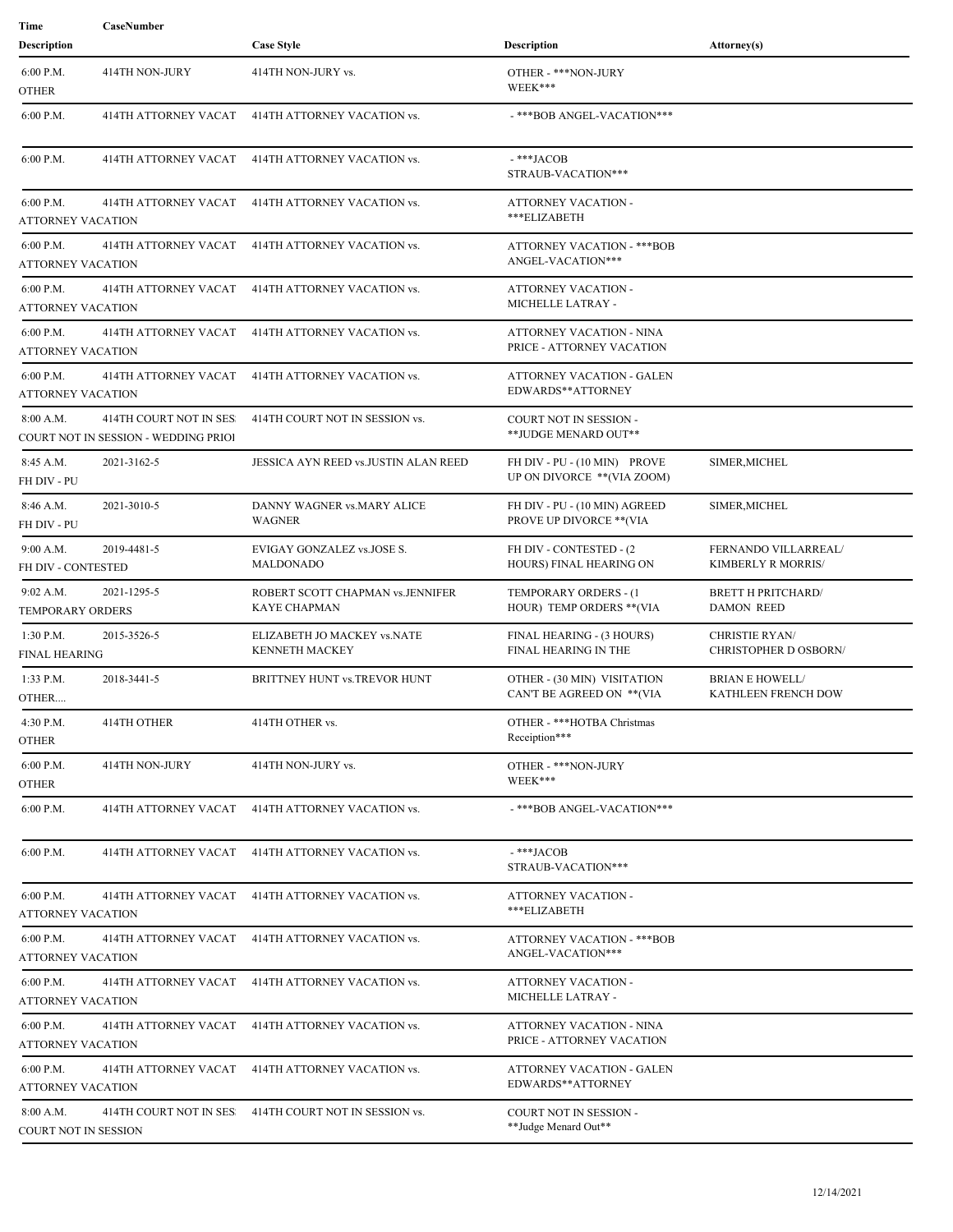| Time | CaseNumber | Case Style | Description | Attorney(s) |
|---|---|---|---|---|
| **Description** | | | | |
| 6:00 P.M. OTHER | 414TH NON-JURY | 414TH NON-JURY vs. | OTHER - ***NON-JURY WEEK*** | |
| 6:00 P.M. | 414TH ATTORNEY VACAT | 414TH ATTORNEY VACATION vs. | - ***BOB ANGEL-VACATION*** | |
| 6:00 P.M. | 414TH ATTORNEY VACAT | 414TH ATTORNEY VACATION vs. | - ***JACOB STRAUB-VACATION*** | |
| 6:00 P.M. ATTORNEY VACATION | 414TH ATTORNEY VACAT | 414TH ATTORNEY VACATION vs. | ATTORNEY VACATION - ***ELIZABETH | |
| 6:00 P.M. ATTORNEY VACATION | 414TH ATTORNEY VACAT | 414TH ATTORNEY VACATION vs. | ATTORNEY VACATION - ***BOB ANGEL-VACATION*** | |
| 6:00 P.M. ATTORNEY VACATION | 414TH ATTORNEY VACAT | 414TH ATTORNEY VACATION vs. | ATTORNEY VACATION - MICHELLE LATRAY - | |
| 6:00 P.M. ATTORNEY VACATION | 414TH ATTORNEY VACAT | 414TH ATTORNEY VACATION vs. | ATTORNEY VACATION - NINA PRICE - ATTORNEY VACATION | |
| 6:00 P.M. ATTORNEY VACATION | 414TH ATTORNEY VACAT | 414TH ATTORNEY VACATION vs. | ATTORNEY VACATION - GALEN EDWARDS**ATTORNEY | |
| 8:00 A.M. COURT NOT IN SESSION - WEDDING PRIOI | 414TH COURT NOT IN SES | 414TH COURT NOT IN SESSION vs. | COURT NOT IN SESSION - **JUDGE MENARD OUT** | |
| 8:45 A.M. FH DIV - PU | 2021-3162-5 | JESSICA AYN REED vs.JUSTIN ALAN REED | FH DIV - PU - (10 MIN) PROVE UP ON DIVORCE **(VIA ZOOM) | SIMER,MICHEL |
| 8:46 A.M. FH DIV - PU | 2021-3010-5 | DANNY WAGNER vs.MARY ALICE WAGNER | FH DIV - PU - (10 MIN) AGREED PROVE UP DIVORCE **(VIA | SIMER,MICHEL |
| 9:00 A.M. FH DIV - CONTESTED | 2019-4481-5 | EVIGAY GONZALEZ vs.JOSE S. MALDONADO | FH DIV - CONTESTED - (2 HOURS) FINAL HEARING ON | FERNANDO VILLARREAL/ KIMBERLY R MORRIS/ |
| 9:02 A.M. TEMPORARY ORDERS | 2021-1295-5 | ROBERT SCOTT CHAPMAN vs.JENNIFER KAYE CHAPMAN | TEMPORARY ORDERS - (1 HOUR) TEMP ORDERS **(VIA | BRETT H PRITCHARD/ DAMON REED |
| 1:30 P.M. FINAL HEARING | 2015-3526-5 | ELIZABETH JO MACKEY vs.NATE KENNETH MACKEY | FINAL HEARING - (3 HOURS) FINAL HEARING IN THE | CHRISTIE RYAN/ CHRISTOPHER D OSBORN/ |
| 1:33 P.M. OTHER.... | 2018-3441-5 | BRITTNEY HUNT vs.TREVOR HUNT | OTHER - (30 MIN) VISITATION CAN'T BE AGREED ON **(VIA | BRIAN E HOWELL/ KATHLEEN FRENCH DOW |
| 4:30 P.M. OTHER | 414TH OTHER | 414TH OTHER vs. | OTHER - ***HOTBA Christmas Receiption*** | |
| 6:00 P.M. OTHER | 414TH NON-JURY | 414TH NON-JURY vs. | OTHER - ***NON-JURY WEEK*** | |
| 6:00 P.M. | 414TH ATTORNEY VACAT | 414TH ATTORNEY VACATION vs. | - ***BOB ANGEL-VACATION*** | |
| 6:00 P.M. | 414TH ATTORNEY VACAT | 414TH ATTORNEY VACATION vs. | - ***JACOB STRAUB-VACATION*** | |
| 6:00 P.M. ATTORNEY VACATION | 414TH ATTORNEY VACAT | 414TH ATTORNEY VACATION vs. | ATTORNEY VACATION - ***ELIZABETH | |
| 6:00 P.M. ATTORNEY VACATION | 414TH ATTORNEY VACAT | 414TH ATTORNEY VACATION vs. | ATTORNEY VACATION - ***BOB ANGEL-VACATION*** | |
| 6:00 P.M. ATTORNEY VACATION | 414TH ATTORNEY VACAT | 414TH ATTORNEY VACATION vs. | ATTORNEY VACATION - MICHELLE LATRAY - | |
| 6:00 P.M. ATTORNEY VACATION | 414TH ATTORNEY VACAT | 414TH ATTORNEY VACATION vs. | ATTORNEY VACATION - NINA PRICE - ATTORNEY VACATION | |
| 6:00 P.M. ATTORNEY VACATION | 414TH ATTORNEY VACAT | 414TH ATTORNEY VACATION vs. | ATTORNEY VACATION - GALEN EDWARDS**ATTORNEY | |
| 8:00 A.M. COURT NOT IN SESSION | 414TH COURT NOT IN SES | 414TH COURT NOT IN SESSION vs. | COURT NOT IN SESSION - **Judge Menard Out** | |

12/14/2021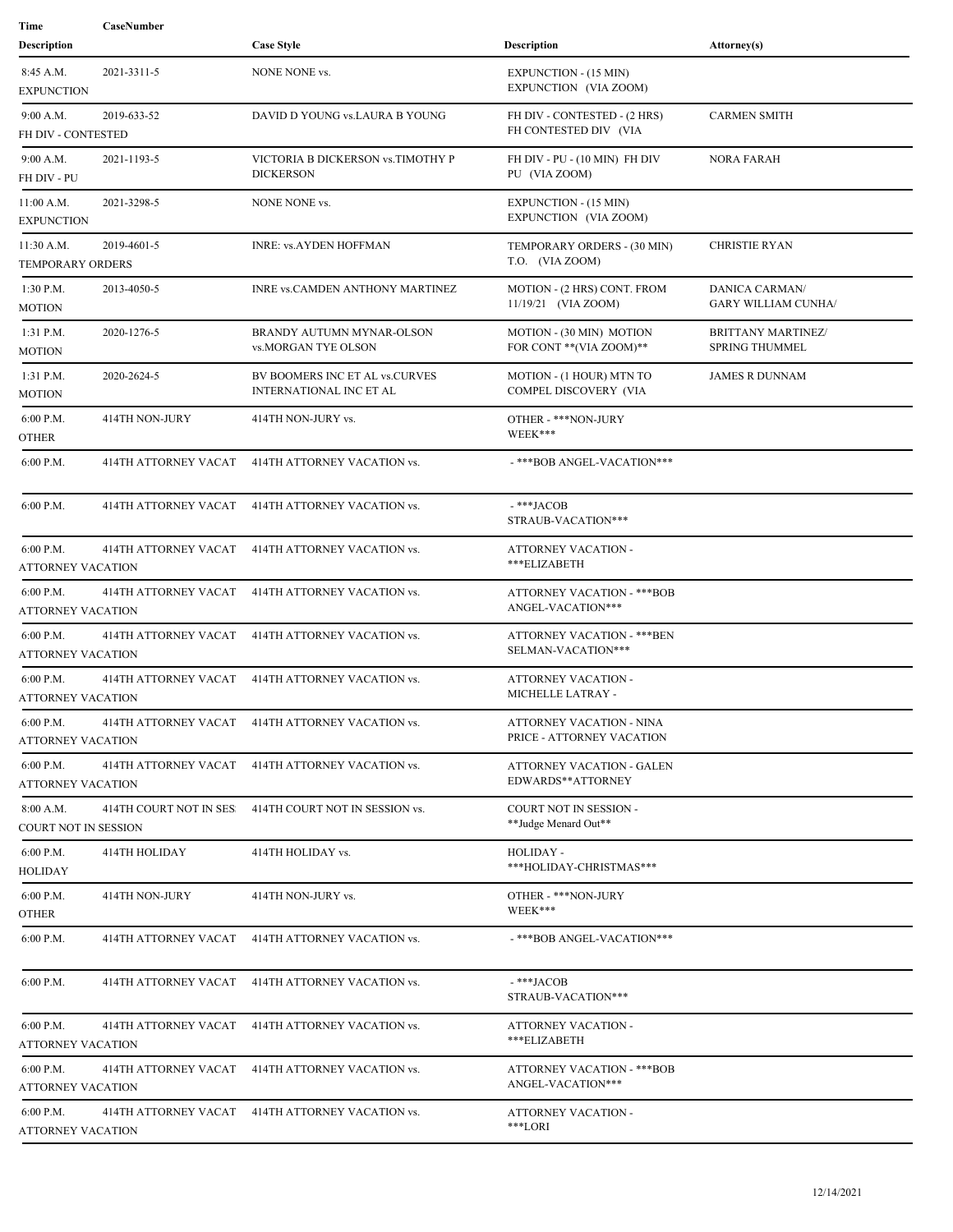| Time<br>Description | CaseNumber | Case Style | Description | Attorney(s) |
|---|---|---|---|---|
| 8:45 A.M.<br>EXPUNCTION | 2021-3311-5 | NONE NONE vs. | EXPUNCTION - (15 MIN) EXPUNCTION (VIA ZOOM) | |
| 9:00 A.M.<br>FH DIV - CONTESTED | 2019-633-52 | DAVID D YOUNG vs.LAURA B YOUNG | FH DIV - CONTESTED - (2 HRS) FH CONTESTED DIV (VIA | CARMEN SMITH |
| 9:00 A.M.<br>FH DIV - PU | 2021-1193-5 | VICTORIA B DICKERSON vs.TIMOTHY P DICKERSON | FH DIV - PU - (10 MIN) FH DIV PU (VIA ZOOM) | NORA FARAH |
| 11:00 A.M.<br>EXPUNCTION | 2021-3298-5 | NONE NONE vs. | EXPUNCTION - (15 MIN) EXPUNCTION (VIA ZOOM) | |
| 11:30 A.M.<br>TEMPORARY ORDERS | 2019-4601-5 | INRE: vs.AYDEN HOFFMAN | TEMPORARY ORDERS - (30 MIN) T.O. (VIA ZOOM) | CHRISTIE RYAN |
| 1:30 P.M.<br>MOTION | 2013-4050-5 | INRE vs.CAMDEN ANTHONY MARTINEZ | MOTION - (2 HRS) CONT. FROM 11/19/21 (VIA ZOOM) | DANICA CARMAN/ GARY WILLIAM CUNHA/ |
| 1:31 P.M.<br>MOTION | 2020-1276-5 | BRANDY AUTUMN MYNAR-OLSON vs.MORGAN TYE OLSON | MOTION - (30 MIN) MOTION FOR CONT **(VIA ZOOM)** | BRITTANY MARTINEZ/ SPRING THUMMEL |
| 1:31 P.M.<br>MOTION | 2020-2624-5 | BV BOOMERS INC ET AL vs.CURVES INTERNATIONAL INC ET AL | MOTION - (1 HOUR) MTN TO COMPEL DISCOVERY (VIA | JAMES R DUNNAM |
| 6:00 P.M.<br>OTHER | 414TH NON-JURY | 414TH NON-JURY vs. | OTHER - ***NON-JURY WEEK*** | |
| 6:00 P.M. | 414TH ATTORNEY VACAT | 414TH ATTORNEY VACATION vs. | - ***BOB ANGEL-VACATION*** | |
| 6:00 P.M. | 414TH ATTORNEY VACAT | 414TH ATTORNEY VACATION vs. | - ***JACOB STRAUB-VACATION*** | |
| 6:00 P.M.<br>ATTORNEY VACATION | 414TH ATTORNEY VACAT | 414TH ATTORNEY VACATION vs. | ATTORNEY VACATION - ***ELIZABETH | |
| 6:00 P.M.<br>ATTORNEY VACATION | 414TH ATTORNEY VACAT | 414TH ATTORNEY VACATION vs. | ATTORNEY VACATION - ***BOB ANGEL-VACATION*** | |
| 6:00 P.M.<br>ATTORNEY VACATION | 414TH ATTORNEY VACAT | 414TH ATTORNEY VACATION vs. | ATTORNEY VACATION - ***BEN SELMAN-VACATION*** | |
| 6:00 P.M.<br>ATTORNEY VACATION | 414TH ATTORNEY VACAT | 414TH ATTORNEY VACATION vs. | ATTORNEY VACATION - MICHELLE LATRAY - | |
| 6:00 P.M.<br>ATTORNEY VACATION | 414TH ATTORNEY VACAT | 414TH ATTORNEY VACATION vs. | ATTORNEY VACATION - NINA PRICE - ATTORNEY VACATION | |
| 6:00 P.M.<br>ATTORNEY VACATION | 414TH ATTORNEY VACAT | 414TH ATTORNEY VACATION vs. | ATTORNEY VACATION - GALEN EDWARDS**ATTORNEY | |
| 8:00 A.M.<br>COURT NOT IN SESSION | 414TH COURT NOT IN SES | 414TH COURT NOT IN SESSION vs. | COURT NOT IN SESSION - **Judge Menard Out** | |
| 6:00 P.M.<br>HOLIDAY | 414TH HOLIDAY | 414TH HOLIDAY vs. | HOLIDAY - ***HOLIDAY-CHRISTMAS*** | |
| 6:00 P.M.<br>OTHER | 414TH NON-JURY | 414TH NON-JURY vs. | OTHER - ***NON-JURY WEEK*** | |
| 6:00 P.M. | 414TH ATTORNEY VACAT | 414TH ATTORNEY VACATION vs. | - ***BOB ANGEL-VACATION*** | |
| 6:00 P.M. | 414TH ATTORNEY VACAT | 414TH ATTORNEY VACATION vs. | - ***JACOB STRAUB-VACATION*** | |
| 6:00 P.M.<br>ATTORNEY VACATION | 414TH ATTORNEY VACAT | 414TH ATTORNEY VACATION vs. | ATTORNEY VACATION - ***ELIZABETH | |
| 6:00 P.M.<br>ATTORNEY VACATION | 414TH ATTORNEY VACAT | 414TH ATTORNEY VACATION vs. | ATTORNEY VACATION - ***BOB ANGEL-VACATION*** | |
| 6:00 P.M.<br>ATTORNEY VACATION | 414TH ATTORNEY VACAT | 414TH ATTORNEY VACATION vs. | ATTORNEY VACATION - ***LORI | |

12/14/2021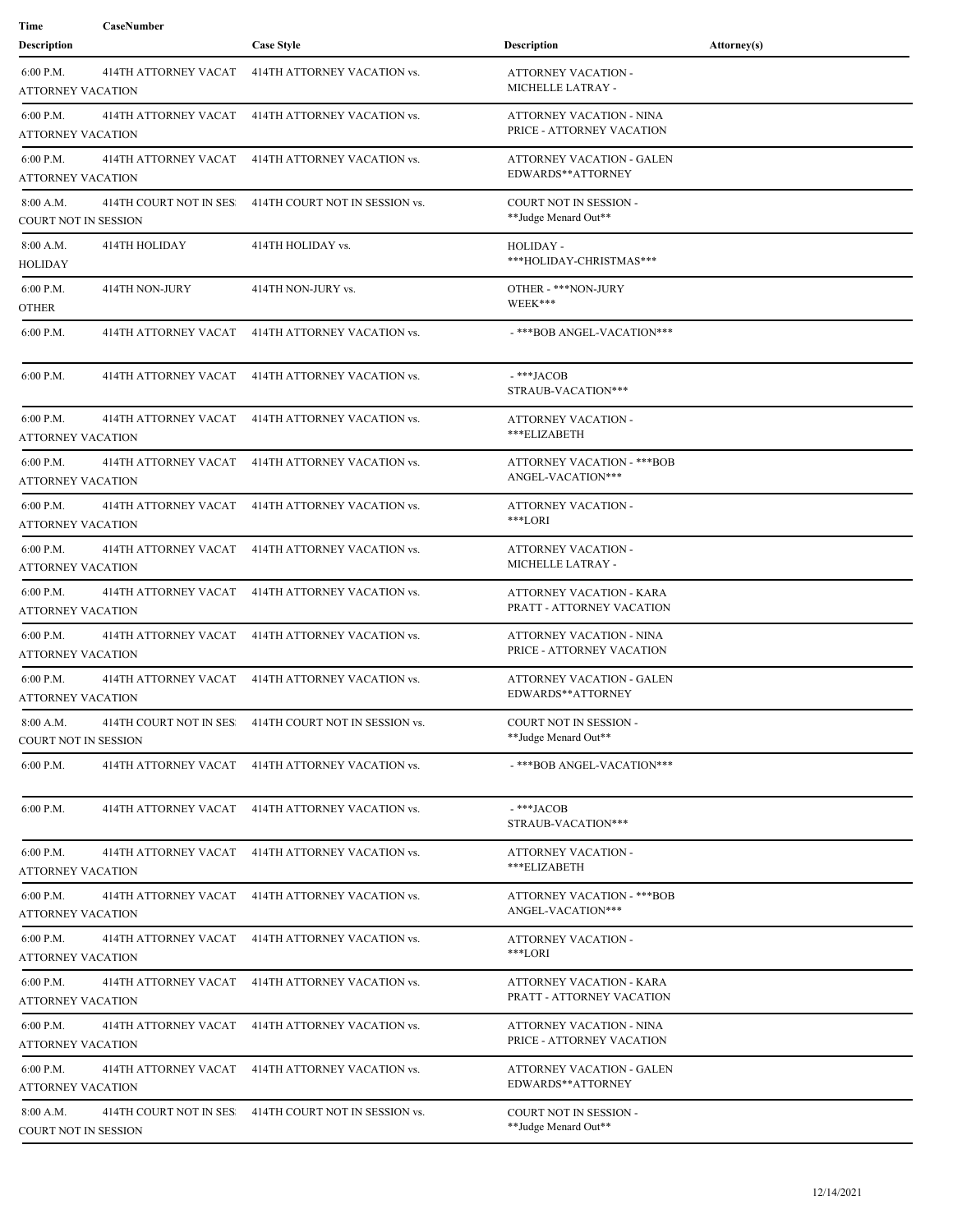| Time Description | CaseNumber | Case Style | Description | Attorney(s) |
|---|---|---|---|---|
| 6:00 P.M. ATTORNEY VACATION | 414TH ATTORNEY VACAT | 414TH ATTORNEY VACATION vs. | ATTORNEY VACATION - MICHELLE LATRAY - | |
| 6:00 P.M. ATTORNEY VACATION | 414TH ATTORNEY VACAT | 414TH ATTORNEY VACATION vs. | ATTORNEY VACATION - NINA PRICE - ATTORNEY VACATION | |
| 6:00 P.M. ATTORNEY VACATION | 414TH ATTORNEY VACAT | 414TH ATTORNEY VACATION vs. | ATTORNEY VACATION - GALEN EDWARDS**ATTORNEY | |
| 8:00 A.M. COURT NOT IN SESSION | 414TH COURT NOT IN SES | 414TH COURT NOT IN SESSION vs. | COURT NOT IN SESSION - **Judge Menard Out** | |
| 8:00 A.M. HOLIDAY | 414TH HOLIDAY | 414TH HOLIDAY vs. | HOLIDAY - ***HOLIDAY-CHRISTMAS*** | |
| 6:00 P.M. OTHER | 414TH NON-JURY | 414TH NON-JURY vs. | OTHER - ***NON-JURY WEEK*** | |
| 6:00 P.M. | 414TH ATTORNEY VACAT | 414TH ATTORNEY VACATION vs. | - ***BOB ANGEL-VACATION*** | |
| 6:00 P.M. | 414TH ATTORNEY VACAT | 414TH ATTORNEY VACATION vs. | - ***JACOB STRAUB-VACATION*** | |
| 6:00 P.M. ATTORNEY VACATION | 414TH ATTORNEY VACAT | 414TH ATTORNEY VACATION vs. | ATTORNEY VACATION - ***ELIZABETH | |
| 6:00 P.M. ATTORNEY VACATION | 414TH ATTORNEY VACAT | 414TH ATTORNEY VACATION vs. | ATTORNEY VACATION - ***BOB ANGEL-VACATION*** | |
| 6:00 P.M. ATTORNEY VACATION | 414TH ATTORNEY VACAT | 414TH ATTORNEY VACATION vs. | ATTORNEY VACATION - ***LORI | |
| 6:00 P.M. ATTORNEY VACATION | 414TH ATTORNEY VACAT | 414TH ATTORNEY VACATION vs. | ATTORNEY VACATION - MICHELLE LATRAY - | |
| 6:00 P.M. ATTORNEY VACATION | 414TH ATTORNEY VACAT | 414TH ATTORNEY VACATION vs. | ATTORNEY VACATION - KARA PRATT - ATTORNEY VACATION | |
| 6:00 P.M. ATTORNEY VACATION | 414TH ATTORNEY VACAT | 414TH ATTORNEY VACATION vs. | ATTORNEY VACATION - NINA PRICE - ATTORNEY VACATION | |
| 6:00 P.M. ATTORNEY VACATION | 414TH ATTORNEY VACAT | 414TH ATTORNEY VACATION vs. | ATTORNEY VACATION - GALEN EDWARDS**ATTORNEY | |
| 8:00 A.M. COURT NOT IN SESSION | 414TH COURT NOT IN SES | 414TH COURT NOT IN SESSION vs. | COURT NOT IN SESSION - **Judge Menard Out** | |
| 6:00 P.M. | 414TH ATTORNEY VACAT | 414TH ATTORNEY VACATION vs. | - ***BOB ANGEL-VACATION*** | |
| 6:00 P.M. | 414TH ATTORNEY VACAT | 414TH ATTORNEY VACATION vs. | - ***JACOB STRAUB-VACATION*** | |
| 6:00 P.M. ATTORNEY VACATION | 414TH ATTORNEY VACAT | 414TH ATTORNEY VACATION vs. | ATTORNEY VACATION - ***ELIZABETH | |
| 6:00 P.M. ATTORNEY VACATION | 414TH ATTORNEY VACAT | 414TH ATTORNEY VACATION vs. | ATTORNEY VACATION - ***BOB ANGEL-VACATION*** | |
| 6:00 P.M. ATTORNEY VACATION | 414TH ATTORNEY VACAT | 414TH ATTORNEY VACATION vs. | ATTORNEY VACATION - ***LORI | |
| 6:00 P.M. ATTORNEY VACATION | 414TH ATTORNEY VACAT | 414TH ATTORNEY VACATION vs. | ATTORNEY VACATION - KARA PRATT - ATTORNEY VACATION | |
| 6:00 P.M. ATTORNEY VACATION | 414TH ATTORNEY VACAT | 414TH ATTORNEY VACATION vs. | ATTORNEY VACATION - NINA PRICE - ATTORNEY VACATION | |
| 6:00 P.M. ATTORNEY VACATION | 414TH ATTORNEY VACAT | 414TH ATTORNEY VACATION vs. | ATTORNEY VACATION - GALEN EDWARDS**ATTORNEY | |
| 8:00 A.M. COURT NOT IN SESSION | 414TH COURT NOT IN SES | 414TH COURT NOT IN SESSION vs. | COURT NOT IN SESSION - **Judge Menard Out** | |

12/14/2021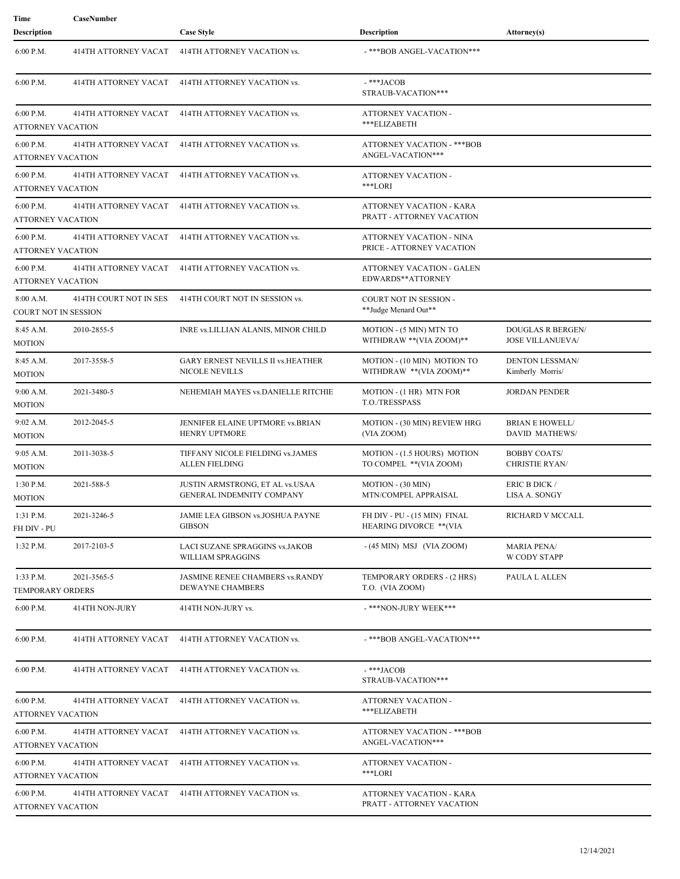| Time Description | CaseNumber | Case Style | Description | Attorney(s) |
|---|---|---|---|---|
| 6:00 P.M. | 414TH ATTORNEY VACAT | 414TH ATTORNEY VACATION vs. | - ***BOB ANGEL-VACATION*** | |
| 6:00 P.M. | 414TH ATTORNEY VACAT | 414TH ATTORNEY VACATION vs. | - ***JACOB STRAUB-VACATION*** | |
| 6:00 P.M. ATTORNEY VACATION | 414TH ATTORNEY VACAT | 414TH ATTORNEY VACATION vs. | ATTORNEY VACATION - ***ELIZABETH | |
| 6:00 P.M. ATTORNEY VACATION | 414TH ATTORNEY VACAT | 414TH ATTORNEY VACATION vs. | ATTORNEY VACATION - ***BOB ANGEL-VACATION*** | |
| 6:00 P.M. ATTORNEY VACATION | 414TH ATTORNEY VACAT | 414TH ATTORNEY VACATION vs. | ATTORNEY VACATION - ***LORI | |
| 6:00 P.M. ATTORNEY VACATION | 414TH ATTORNEY VACAT | 414TH ATTORNEY VACATION vs. | ATTORNEY VACATION - KARA PRATT - ATTORNEY VACATION | |
| 6:00 P.M. ATTORNEY VACATION | 414TH ATTORNEY VACAT | 414TH ATTORNEY VACATION vs. | ATTORNEY VACATION - NINA PRICE - ATTORNEY VACATION | |
| 6:00 P.M. ATTORNEY VACATION | 414TH ATTORNEY VACAT | 414TH ATTORNEY VACATION vs. | ATTORNEY VACATION - GALEN EDWARDS**ATTORNEY | |
| 8:00 A.M. COURT NOT IN SESSION | 414TH COURT NOT IN SES | 414TH COURT NOT IN SESSION vs. | COURT NOT IN SESSION - **Judge Menard Out** | |
| 8:45 A.M. MOTION | 2010-2855-5 | INRE vs.LILLIAN ALANIS, MINOR CHILD | MOTION - (5 MIN) MTN TO WITHDRAW **(VIA ZOOM)** | DOUGLAS R BERGEN/ JOSE VILLANUEVA/ |
| 8:45 A.M. MOTION | 2017-3558-5 | GARY ERNEST NEVILLS II vs.HEATHER NICOLE NEVILLS | MOTION - (10 MIN) MOTION TO WITHDRAW **(VIA ZOOM)** | DENTON LESSMAN/ Kimberly Morris/ |
| 9:00 A.M. MOTION | 2021-3480-5 | NEHEMIAH MAYES vs.DANIELLE RITCHIE | MOTION - (1 HR) MTN FOR T.O./TRESSPASS | JORDAN PENDER |
| 9:02 A.M. MOTION | 2012-2045-5 | JENNIFER ELAINE UPTMORE vs.BRIAN HENRY UPTMORE | MOTION - (30 MIN) REVIEW HRG (VIA ZOOM) | BRIAN E HOWELL/ DAVID MATHEWS/ |
| 9:05 A.M. MOTION | 2011-3038-5 | TIFFANY NICOLE FIELDING vs.JAMES ALLEN FIELDING | MOTION - (1.5 HOURS) MOTION TO COMPEL **(VIA ZOOM) | BOBBY COATS/ CHRISTIE RYAN/ |
| 1:30 P.M. MOTION | 2021-588-5 | JUSTIN ARMSTRONG, ET AL vs.USAA GENERAL INDEMNITY COMPANY | MOTION - (30 MIN) MTN/COMPEL APPRAISAL | ERIC B DICK / LISA A. SONGY |
| 1:31 P.M. FH DIV - PU | 2021-3246-5 | JAMIE LEA GIBSON vs.JOSHUA PAYNE GIBSON | FH DIV - PU - (15 MIN) FINAL HEARING DIVORCE **(VIA | RICHARD V MCCALL |
| 1:32 P.M. | 2017-2103-5 | LACI SUZANE SPRAGGINS vs.JAKOB WILLIAM SPRAGGINS | - (45 MIN) MSJ (VIA ZOOM) | MARIA PENA/ W CODY STAPP |
| 1:33 P.M. TEMPORARY ORDERS | 2021-3565-5 | JASMINE RENEE CHAMBERS vs.RANDY DEWAYNE CHAMBERS | TEMPORARY ORDERS - (2 HRS) T.O. (VIA ZOOM) | PAULA L ALLEN |
| 6:00 P.M. | 414TH NON-JURY | 414TH NON-JURY vs. | - ***NON-JURY WEEK*** | |
| 6:00 P.M. | 414TH ATTORNEY VACAT | 414TH ATTORNEY VACATION vs. | - ***BOB ANGEL-VACATION*** | |
| 6:00 P.M. | 414TH ATTORNEY VACAT | 414TH ATTORNEY VACATION vs. | - ***JACOB STRAUB-VACATION*** | |
| 6:00 P.M. ATTORNEY VACATION | 414TH ATTORNEY VACAT | 414TH ATTORNEY VACATION vs. | ATTORNEY VACATION - ***ELIZABETH | |
| 6:00 P.M. ATTORNEY VACATION | 414TH ATTORNEY VACAT | 414TH ATTORNEY VACATION vs. | ATTORNEY VACATION - ***BOB ANGEL-VACATION*** | |
| 6:00 P.M. ATTORNEY VACATION | 414TH ATTORNEY VACAT | 414TH ATTORNEY VACATION vs. | ATTORNEY VACATION - ***LORI | |
| 6:00 P.M. ATTORNEY VACATION | 414TH ATTORNEY VACAT | 414TH ATTORNEY VACATION vs. | ATTORNEY VACATION - KARA PRATT - ATTORNEY VACATION | |

12/14/2021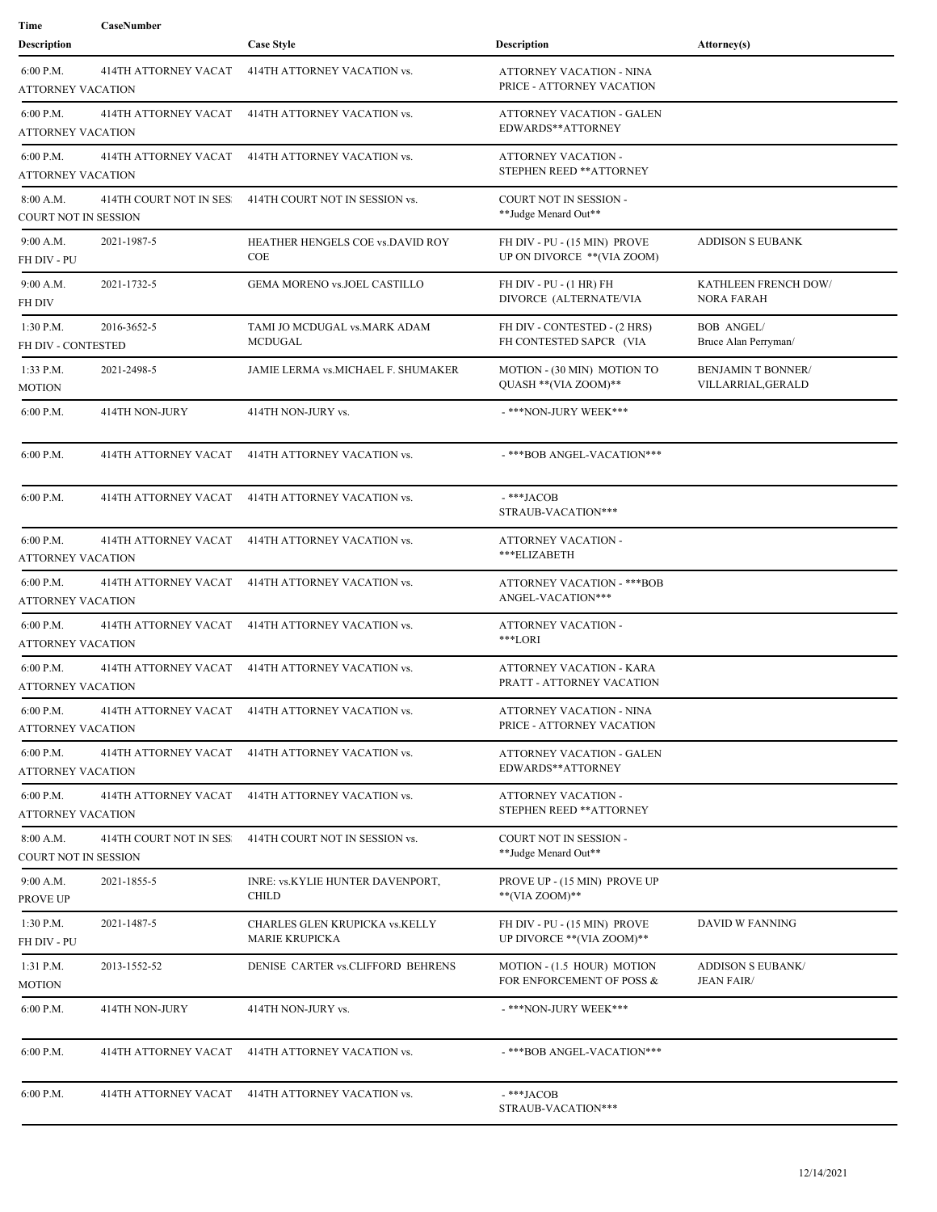| Time<br>Description | CaseNumber | Case Style | Description | Attorney(s) |
|---|---|---|---|---|
| 6:00 P.M.<br>ATTORNEY VACATION | 414TH ATTORNEY VACAT | 414TH ATTORNEY VACATION vs. | ATTORNEY VACATION - NINA PRICE - ATTORNEY VACATION | |
| 6:00 P.M.<br>ATTORNEY VACATION | 414TH ATTORNEY VACAT | 414TH ATTORNEY VACATION vs. | ATTORNEY VACATION - GALEN EDWARDS**ATTORNEY | |
| 6:00 P.M.<br>ATTORNEY VACATION | 414TH ATTORNEY VACAT | 414TH ATTORNEY VACATION vs. | ATTORNEY VACATION - STEPHEN REED **ATTORNEY | |
| 8:00 A.M.<br>COURT NOT IN SESSION | 414TH COURT NOT IN SES | 414TH COURT NOT IN SESSION vs. | COURT NOT IN SESSION - **Judge Menard Out** | |
| 9:00 A.M.<br>FH DIV - PU | 2021-1987-5 | HEATHER HENGELS COE vs.DAVID ROY COE | FH DIV - PU - (15 MIN) PROVE UP ON DIVORCE **(VIA ZOOM) | ADDISON S EUBANK |
| 9:00 A.M.<br>FH DIV | 2021-1732-5 | GEMA MORENO vs.JOEL CASTILLO | FH DIV - PU - (1 HR) FH DIVORCE (ALTERNATE/VIA | KATHLEEN FRENCH DOW/<br>NORA FARAH |
| 1:30 P.M.<br>FH DIV - CONTESTED | 2016-3652-5 | TAMI JO MCDUGAL vs.MARK ADAM MCDUGAL | FH DIV - CONTESTED - (2 HRS) FH CONTESTED SAPCR (VIA | BOB ANGEL/<br>Bruce Alan Perryman/ |
| 1:33 P.M.<br>MOTION | 2021-2498-5 | JAMIE LERMA vs.MICHAEL F. SHUMAKER | MOTION - (30 MIN) MOTION TO QUASH **(VIA ZOOM)** | BENJAMIN T BONNER/<br>VILLARRIAL,GERALD |
| 6:00 P.M. | 414TH NON-JURY | 414TH NON-JURY vs. | - ***NON-JURY WEEK*** | |
| 6:00 P.M. | 414TH ATTORNEY VACAT | 414TH ATTORNEY VACATION vs. | - ***BOB ANGEL-VACATION*** | |
| 6:00 P.M. | 414TH ATTORNEY VACAT | 414TH ATTORNEY VACATION vs. | - ***JACOB STRAUB-VACATION*** | |
| 6:00 P.M.<br>ATTORNEY VACATION | 414TH ATTORNEY VACAT | 414TH ATTORNEY VACATION vs. | ATTORNEY VACATION - ***ELIZABETH | |
| 6:00 P.M.<br>ATTORNEY VACATION | 414TH ATTORNEY VACAT | 414TH ATTORNEY VACATION vs. | ATTORNEY VACATION - ***BOB ANGEL-VACATION*** | |
| 6:00 P.M.<br>ATTORNEY VACATION | 414TH ATTORNEY VACAT | 414TH ATTORNEY VACATION vs. | ATTORNEY VACATION - ***LORI | |
| 6:00 P.M.<br>ATTORNEY VACATION | 414TH ATTORNEY VACAT | 414TH ATTORNEY VACATION vs. | ATTORNEY VACATION - KARA PRATT - ATTORNEY VACATION | |
| 6:00 P.M.<br>ATTORNEY VACATION | 414TH ATTORNEY VACAT | 414TH ATTORNEY VACATION vs. | ATTORNEY VACATION - NINA PRICE - ATTORNEY VACATION | |
| 6:00 P.M.<br>ATTORNEY VACATION | 414TH ATTORNEY VACAT | 414TH ATTORNEY VACATION vs. | ATTORNEY VACATION - GALEN EDWARDS**ATTORNEY | |
| 6:00 P.M.<br>ATTORNEY VACATION | 414TH ATTORNEY VACAT | 414TH ATTORNEY VACATION vs. | ATTORNEY VACATION - STEPHEN REED **ATTORNEY | |
| 8:00 A.M.<br>COURT NOT IN SESSION | 414TH COURT NOT IN SES | 414TH COURT NOT IN SESSION vs. | COURT NOT IN SESSION - **Judge Menard Out** | |
| 9:00 A.M.<br>PROVE UP | 2021-1855-5 | INRE: vs.KYLIE HUNTER DAVENPORT, CHILD | PROVE UP - (15 MIN) PROVE UP **(VIA ZOOM)** | |
| 1:30 P.M.<br>FH DIV - PU | 2021-1487-5 | CHARLES GLEN KRUPICKA vs.KELLY MARIE KRUPICKA | FH DIV - PU - (15 MIN) PROVE UP DIVORCE **(VIA ZOOM)** | DAVID W FANNING |
| 1:31 P.M.<br>MOTION | 2013-1552-52 | DENISE CARTER vs.CLIFFORD BEHRENS | MOTION - (1.5 HOUR) MOTION FOR ENFORCEMENT OF POSS & | ADDISON S EUBANK/<br>JEAN FAIR/ |
| 6:00 P.M. | 414TH NON-JURY | 414TH NON-JURY vs. | - ***NON-JURY WEEK*** | |
| 6:00 P.M. | 414TH ATTORNEY VACAT | 414TH ATTORNEY VACATION vs. | - ***BOB ANGEL-VACATION*** | |
| 6:00 P.M. | 414TH ATTORNEY VACAT | 414TH ATTORNEY VACATION vs. | - ***JACOB STRAUB-VACATION*** | |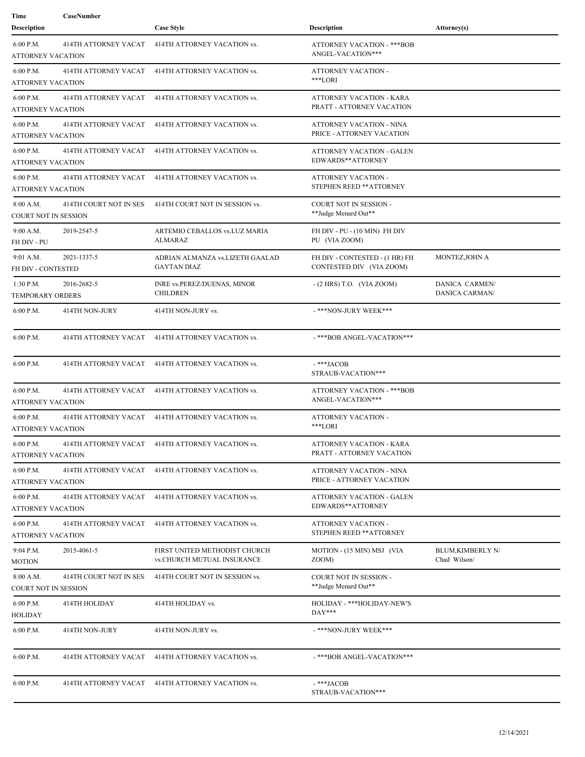| Time | CaseNumber | Case Style | Description | Attorney(s) |
|---|---|---|---|---|
| **Description** | | | | |
| 6:00 P.M. ATTORNEY VACATION | 414TH ATTORNEY VACAT | 414TH ATTORNEY VACATION vs. | ATTORNEY VACATION - ***BOB ANGEL-VACATION*** | |
| 6:00 P.M. ATTORNEY VACATION | 414TH ATTORNEY VACAT | 414TH ATTORNEY VACATION vs. | ATTORNEY VACATION - ***LORI | |
| 6:00 P.M. ATTORNEY VACATION | 414TH ATTORNEY VACAT | 414TH ATTORNEY VACATION vs. | ATTORNEY VACATION - KARA PRATT - ATTORNEY VACATION | |
| 6:00 P.M. ATTORNEY VACATION | 414TH ATTORNEY VACAT | 414TH ATTORNEY VACATION vs. | ATTORNEY VACATION - NINA PRICE - ATTORNEY VACATION | |
| 6:00 P.M. ATTORNEY VACATION | 414TH ATTORNEY VACAT | 414TH ATTORNEY VACATION vs. | ATTORNEY VACATION - GALEN EDWARDS**ATTORNEY | |
| 6:00 P.M. ATTORNEY VACATION | 414TH ATTORNEY VACAT | 414TH ATTORNEY VACATION vs. | ATTORNEY VACATION - STEPHEN REED **ATTORNEY | |
| 8:00 A.M. COURT NOT IN SESSION | 414TH COURT NOT IN SES | 414TH COURT NOT IN SESSION vs. | COURT NOT IN SESSION - **Judge Menard Out** | |
| 9:00 A.M. FH DIV - PU | 2019-2547-5 | ARTEMIO CEBALLOS vs.LUZ MARIA ALMARAZ | FH DIV - PU - (10 MIN) FH DIV PU (VIA ZOOM) | |
| 9:01 A.M. FH DIV - CONTESTED | 2021-1337-5 | ADRIAN ALMANZA vs.LIZETH GAALAD GAYTAN DIAZ | FH DIV - CONTESTED - (1 HR) FH CONTESTED DIV (VIA ZOOM) | MONTEZ,JOHN A |
| 1:30 P.M. TEMPORARY ORDERS | 2016-2682-5 | INRE vs.PEREZ/DUENAS, MINOR CHILDREN | - (2 HRS) T.O. (VIA ZOOM) | DANICA CARMEN/ DANICA CARMAN/ |
| 6:00 P.M. | 414TH NON-JURY | 414TH NON-JURY vs. | - ***NON-JURY WEEK*** | |
| 6:00 P.M. | 414TH ATTORNEY VACAT | 414TH ATTORNEY VACATION vs. | - ***BOB ANGEL-VACATION*** | |
| 6:00 P.M. | 414TH ATTORNEY VACAT | 414TH ATTORNEY VACATION vs. | - ***JACOB STRAUB-VACATION*** | |
| 6:00 P.M. ATTORNEY VACATION | 414TH ATTORNEY VACAT | 414TH ATTORNEY VACATION vs. | ATTORNEY VACATION - ***BOB ANGEL-VACATION*** | |
| 6:00 P.M. ATTORNEY VACATION | 414TH ATTORNEY VACAT | 414TH ATTORNEY VACATION vs. | ATTORNEY VACATION - ***LORI | |
| 6:00 P.M. ATTORNEY VACATION | 414TH ATTORNEY VACAT | 414TH ATTORNEY VACATION vs. | ATTORNEY VACATION - KARA PRATT - ATTORNEY VACATION | |
| 6:00 P.M. ATTORNEY VACATION | 414TH ATTORNEY VACAT | 414TH ATTORNEY VACATION vs. | ATTORNEY VACATION - NINA PRICE - ATTORNEY VACATION | |
| 6:00 P.M. ATTORNEY VACATION | 414TH ATTORNEY VACAT | 414TH ATTORNEY VACATION vs. | ATTORNEY VACATION - GALEN EDWARDS**ATTORNEY | |
| 6:00 P.M. ATTORNEY VACATION | 414TH ATTORNEY VACAT | 414TH ATTORNEY VACATION vs. | ATTORNEY VACATION - STEPHEN REED **ATTORNEY | |
| 9:04 P.M. MOTION | 2015-4061-5 | FIRST UNITED METHODIST CHURCH vs.CHURCH MUTUAL INSURANCE | MOTION - (15 MIN) MSJ (VIA ZOOM) | BLUM,KIMBERLY N/ Chad Wilson/ |
| 8:00 A.M. COURT NOT IN SESSION | 414TH COURT NOT IN SES | 414TH COURT NOT IN SESSION vs. | COURT NOT IN SESSION - **Judge Menard Out** | |
| 6:00 P.M. HOLIDAY | 414TH HOLIDAY | 414TH HOLIDAY vs. | HOLIDAY - ***HOLIDAY-NEW'S DAY*** | |
| 6:00 P.M. | 414TH NON-JURY | 414TH NON-JURY vs. | - ***NON-JURY WEEK*** | |
| 6:00 P.M. | 414TH ATTORNEY VACAT | 414TH ATTORNEY VACATION vs. | - ***BOB ANGEL-VACATION*** | |
| 6:00 P.M. | 414TH ATTORNEY VACAT | 414TH ATTORNEY VACATION vs. | - ***JACOB STRAUB-VACATION*** | |

12/14/2021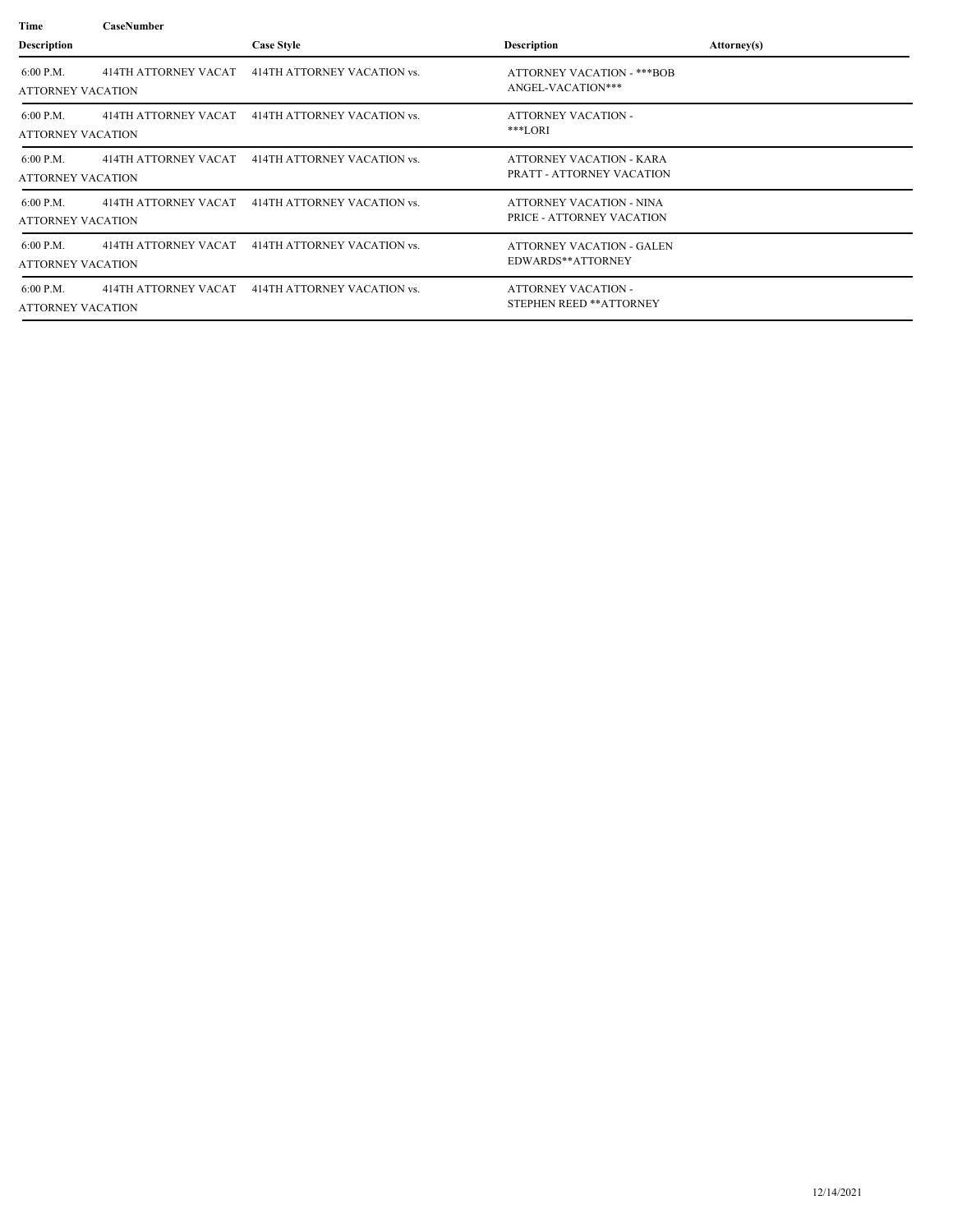| Time | CaseNumber | Case Style | Description | Attorney(s) |
|---|---|---|---|---|
| Description | | | | |
| 6:00 P.M. ATTORNEY VACATION | 414TH ATTORNEY VACAT | 414TH ATTORNEY VACATION vs. | ATTORNEY VACATION - ***BOB ANGEL-VACATION*** | |
| 6:00 P.M. ATTORNEY VACATION | 414TH ATTORNEY VACAT | 414TH ATTORNEY VACATION vs. | ATTORNEY VACATION - ***LORI | |
| 6:00 P.M. ATTORNEY VACATION | 414TH ATTORNEY VACAT | 414TH ATTORNEY VACATION vs. | ATTORNEY VACATION - KARA PRATT - ATTORNEY VACATION | |
| 6:00 P.M. ATTORNEY VACATION | 414TH ATTORNEY VACAT | 414TH ATTORNEY VACATION vs. | ATTORNEY VACATION - NINA PRICE - ATTORNEY VACATION | |
| 6:00 P.M. ATTORNEY VACATION | 414TH ATTORNEY VACAT | 414TH ATTORNEY VACATION vs. | ATTORNEY VACATION - GALEN EDWARDS**ATTORNEY | |
| 6:00 P.M. ATTORNEY VACATION | 414TH ATTORNEY VACAT | 414TH ATTORNEY VACATION vs. | ATTORNEY VACATION - STEPHEN REED **ATTORNEY | |

12/14/2021